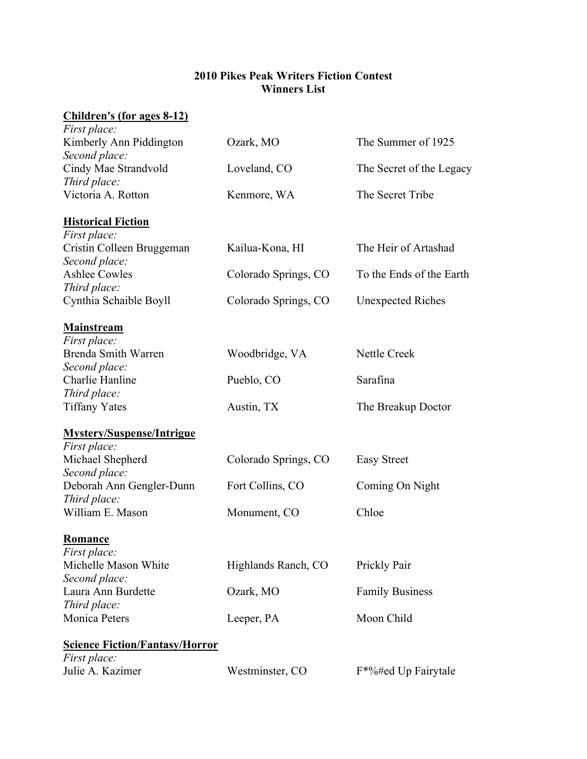**2010 Pikes Peak Writers Fiction Contest**
**Winners List**

**Children's (for ages 8-12)**

*First place:*
Kimberly Ann Piddington | Ozark, MO | The Summer of 1925

*Second place:*
Cindy Mae Strandvold | Loveland, CO | The Secret of the Legacy

*Third place:*
Victoria A. Rotton | Kenmore, WA | The Secret Tribe

**Historical Fiction**

*First place:*
Cristin Colleen Bruggeman | Kailua-Kona, HI | The Heir of Artashad

*Second place:*
Ashlee Cowles | Colorado Springs, CO | To the Ends of the Earth

*Third place:*
Cynthia Schaible Boyll | Colorado Springs, CO | Unexpected Riches

**Mainstream**

*First place:*
Brenda Smith Warren | Woodbridge, VA | Nettle Creek

*Second place:*
Charlie Hanline | Pueblo, CO | Sarafina

*Third place:*
Tiffany Yates | Austin, TX | The Breakup Doctor

**Mystery/Suspense/Intrigue**

*First place:*
Michael Shepherd | Colorado Springs, CO | Easy Street

*Second place:*
Deborah Ann Gengler-Dunn | Fort Collins, CO | Coming On Night

*Third place:*
William E. Mason | Monument, CO | Chloe

**Romance**

*First place:*
Michelle Mason White | Highlands Ranch, CO | Prickly Pair

*Second place:*
Laura Ann Burdette | Ozark, MO | Family Business

*Third place:*
Monica Peters | Leeper, PA | Moon Child

**Science Fiction/Fantasy/Horror**

*First place:*
Julie A. Kazimer | Westminster, CO | F*%#ed Up Fairytale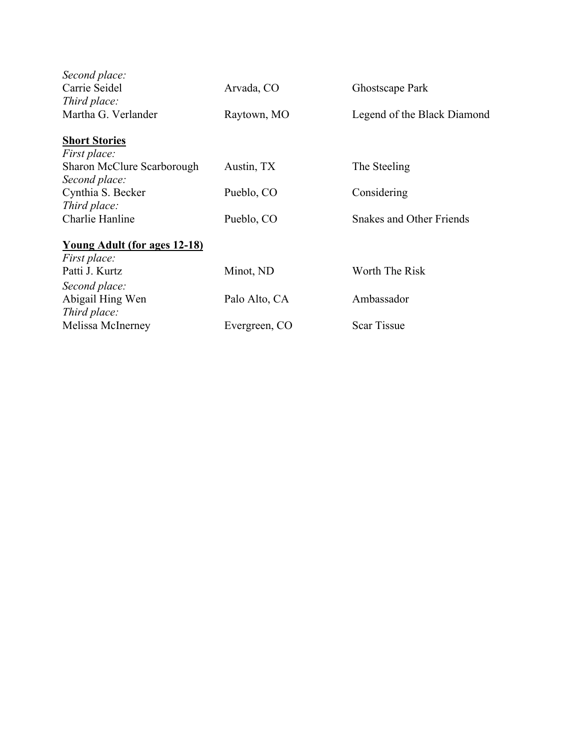*Second place:*

| | | |
|---|---|---|
| Carrie Seidel | Arvada, CO | Ghostscape Park |

*Third place:*

| | | |
|---|---|---|
| Martha G. Verlander | Raytown, MO | Legend of the Black Diamond |

**<u>Short Stories</u>**

*First place:*

| | | |
|---|---|---|
| Sharon McClure Scarborough | Austin, TX | The Steeling |

*Second place:*

| | | |
|---|---|---|
| Cynthia S. Becker | Pueblo, CO | Considering |

*Third place:*

| | | |
|---|---|---|
| Charlie Hanline | Pueblo, CO | Snakes and Other Friends |

**<u>Young Adult (for ages 12-18)</u>**

*First place:*

| | | |
|---|---|---|
| Patti J. Kurtz | Minot, ND | Worth The Risk |

*Second place:*

| | | |
|---|---|---|
| Abigail Hing Wen | Palo Alto, CA | Ambassador |

*Third place:*

| | | |
|---|---|---|
| Melissa McInerney | Evergreen, CO | Scar Tissue |